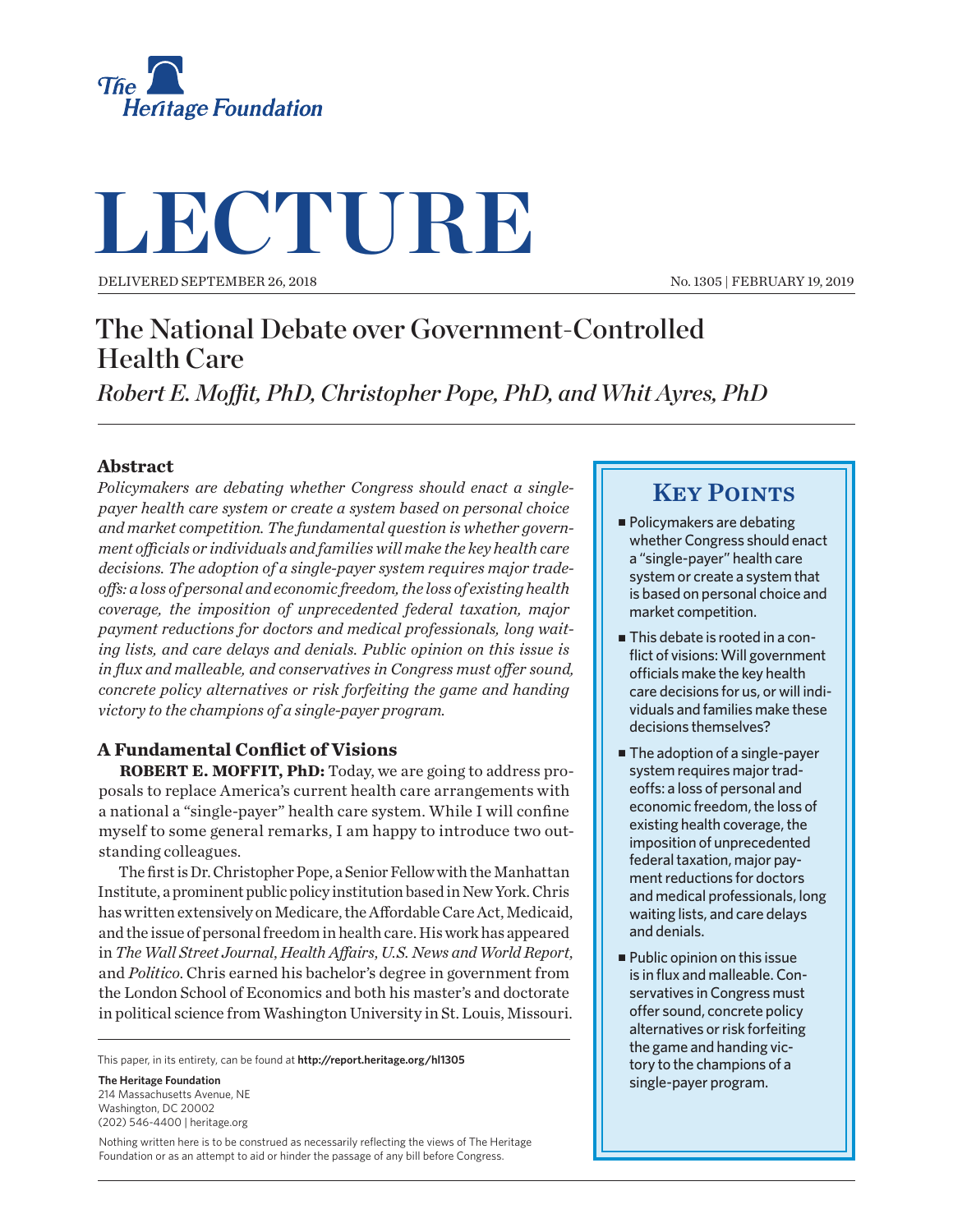The Heritage Foundation

# LECTURE

DELIVERED SEPTEMBER 26, 2018

No. 1305 | FEBRUARY 19, 2019

## The National Debate over Government-Controlled Health Care

*Robert E. Moffit, PhD, Christopher Pope, PhD, and Whit Ayres, PhD*

### Abstract

*Policymakers are debating whether Congress should enact a single-payer health care system or create a system based on personal choice and market competition. The fundamental question is whether government officials or individuals and families will make the key health care decisions. The adoption of a single-payer system requires major trade-offs: a loss of personal and economic freedom, the loss of existing health coverage, the imposition of unprecedented federal taxation, major payment reductions for doctors and medical professionals, long waiting lists, and care delays and denials. Public opinion on this issue is in flux and malleable, and conservatives in Congress must offer sound, concrete policy alternatives or risk forfeiting the game and handing victory to the champions of a single-payer program.*

### Key Points

- Policymakers are debating whether Congress should enact a "single-payer" health care system or create a system that is based on personal choice and market competition.
- This debate is rooted in a conflict of visions: Will government officials make the key health care decisions for us, or will individuals and families make these decisions themselves?
- The adoption of a single-payer system requires major tradeoffs: a loss of personal and economic freedom, the loss of existing health coverage, the imposition of unprecedented federal taxation, major payment reductions for doctors and medical professionals, long waiting lists, and care delays and denials.
- Public opinion on this issue is in flux and malleable. Conservatives in Congress must offer sound, concrete policy alternatives or risk forfeiting the game and handing victory to the champions of a single-payer program.

### A Fundamental Conflict of Visions

**ROBERT E. MOFFIT, PhD:** Today, we are going to address proposals to replace America's current health care arrangements with a national a "single-payer" health care system. While I will confine myself to some general remarks, I am happy to introduce two outstanding colleagues.

The first is Dr. Christopher Pope, a Senior Fellow with the Manhattan Institute, a prominent public policy institution based in New York. Chris has written extensively on Medicare, the Affordable Care Act, Medicaid, and the issue of personal freedom in health care. His work has appeared in *The Wall Street Journal*, *Health Affairs*, *U.S. News and World Report*, and *Politico*. Chris earned his bachelor's degree in government from the London School of Economics and both his master's and doctorate in political science from Washington University in St. Louis, Missouri.

This paper, in its entirety, can be found at **http://report.heritage.org/hl1305**

**The Heritage Foundation**
214 Massachusetts Avenue, NE
Washington, DC 20002
(202) 546-4400 | heritage.org

Nothing written here is to be construed as necessarily reflecting the views of The Heritage Foundation or as an attempt to aid or hinder the passage of any bill before Congress.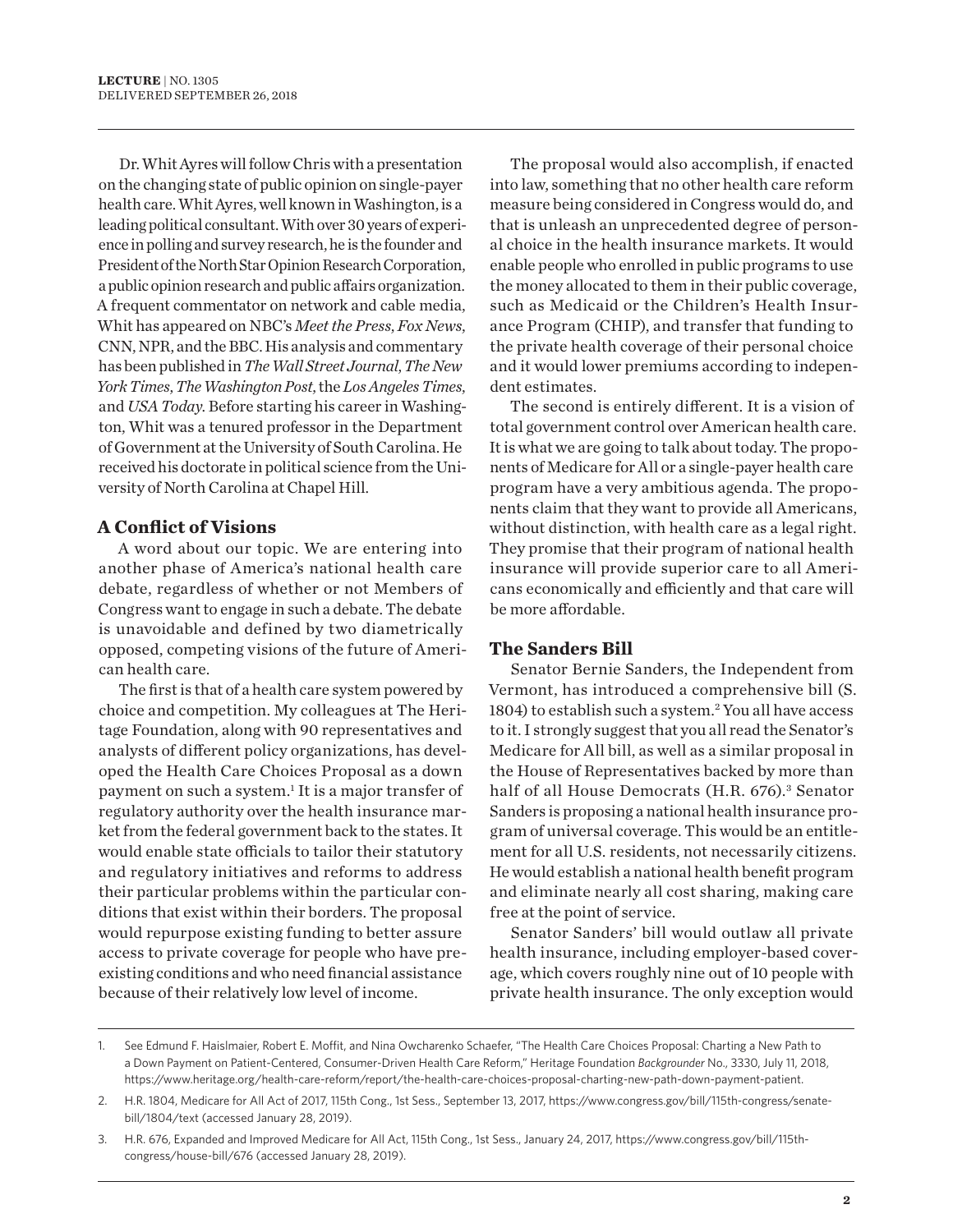Dr. Whit Ayres will follow Chris with a presentation on the changing state of public opinion on single-payer health care. Whit Ayres, well known in Washington, is a leading political consultant. With over 30 years of experience in polling and survey research, he is the founder and President of the North Star Opinion Research Corporation, a public opinion research and public affairs organization. A frequent commentator on network and cable media, Whit has appeared on NBC's *Meet the Press*, *Fox News*, CNN, NPR, and the BBC. His analysis and commentary has been published in *The Wall Street Journal*, *The New York Times*, *The Washington Post*, the *Los Angeles Times*, and *USA Today*. Before starting his career in Washington, Whit was a tenured professor in the Department of Government at the University of South Carolina. He received his doctorate in political science from the University of North Carolina at Chapel Hill.

## A Conflict of Visions

A word about our topic. We are entering into another phase of America's national health care debate, regardless of whether or not Members of Congress want to engage in such a debate. The debate is unavoidable and defined by two diametrically opposed, competing visions of the future of American health care.

The first is that of a health care system powered by choice and competition. My colleagues at The Heritage Foundation, along with 90 representatives and analysts of different policy organizations, has developed the Health Care Choices Proposal as a down payment on such a system.[1] It is a major transfer of regulatory authority over the health insurance market from the federal government back to the states. It would enable state officials to tailor their statutory and regulatory initiatives and reforms to address their particular problems within the particular conditions that exist within their borders. The proposal would repurpose existing funding to better assure access to private coverage for people who have preexisting conditions and who need financial assistance because of their relatively low level of income.

The proposal would also accomplish, if enacted into law, something that no other health care reform measure being considered in Congress would do, and that is unleash an unprecedented degree of personal choice in the health insurance markets. It would enable people who enrolled in public programs to use the money allocated to them in their public coverage, such as Medicaid or the Children's Health Insurance Program (CHIP), and transfer that funding to the private health coverage of their personal choice and it would lower premiums according to independent estimates.

The second is entirely different. It is a vision of total government control over American health care. It is what we are going to talk about today. The proponents of Medicare for All or a single-payer health care program have a very ambitious agenda. The proponents claim that they want to provide all Americans, without distinction, with health care as a legal right. They promise that their program of national health insurance will provide superior care to all Americans economically and efficiently and that care will be more affordable.

## The Sanders Bill

Senator Bernie Sanders, the Independent from Vermont, has introduced a comprehensive bill (S. 1804) to establish such a system.[2] You all have access to it. I strongly suggest that you all read the Senator's Medicare for All bill, as well as a similar proposal in the House of Representatives backed by more than half of all House Democrats (H.R. 676).[3] Senator Sanders is proposing a national health insurance program of universal coverage. This would be an entitlement for all U.S. residents, not necessarily citizens. He would establish a national health benefit program and eliminate nearly all cost sharing, making care free at the point of service.

Senator Sanders' bill would outlaw all private health insurance, including employer-based coverage, which covers roughly nine out of 10 people with private health insurance. The only exception would

1. See Edmund F. Haislmaier, Robert E. Moffit, and Nina Owcharenko Schaefer, "The Health Care Choices Proposal: Charting a New Path to a Down Payment on Patient-Centered, Consumer-Driven Health Care Reform," Heritage Foundation *Backgrounder* No., 3330, July 11, 2018, https://www.heritage.org/health-care-reform/report/the-health-care-choices-proposal-charting-new-path-down-payment-patient.
2. H.R. 1804, Medicare for All Act of 2017, 115th Cong., 1st Sess., September 13, 2017, https://www.congress.gov/bill/115th-congress/senate-bill/1804/text (accessed January 28, 2019).
3. H.R. 676, Expanded and Improved Medicare for All Act, 115th Cong., 1st Sess., January 24, 2017, https://www.congress.gov/bill/115th-congress/house-bill/676 (accessed January 28, 2019).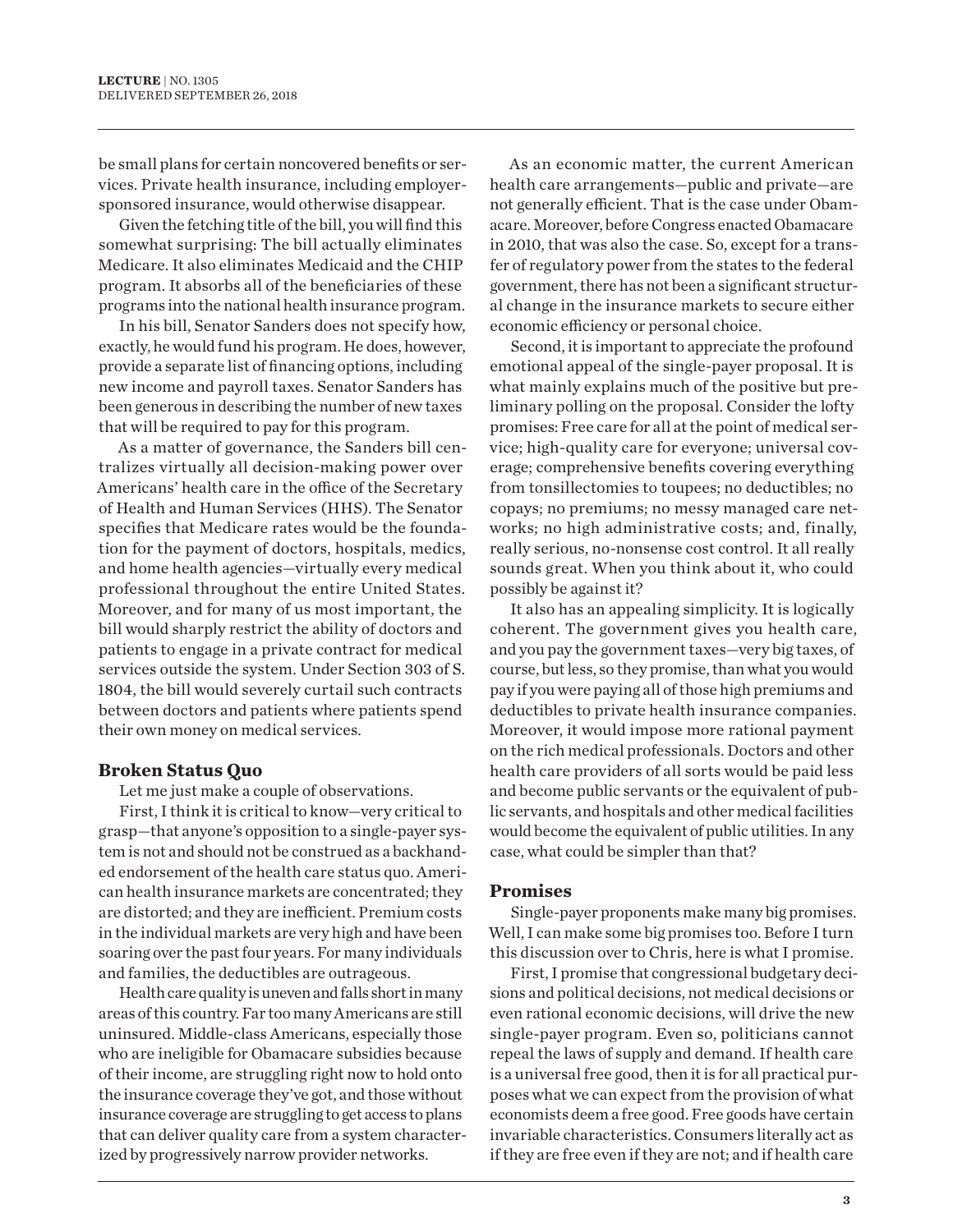be small plans for certain noncovered benefits or services. Private health insurance, including employer-sponsored insurance, would otherwise disappear.

Given the fetching title of the bill, you will find this somewhat surprising: The bill actually eliminates Medicare. It also eliminates Medicaid and the CHIP program. It absorbs all of the beneficiaries of these programs into the national health insurance program.

In his bill, Senator Sanders does not specify how, exactly, he would fund his program. He does, however, provide a separate list of financing options, including new income and payroll taxes. Senator Sanders has been generous in describing the number of new taxes that will be required to pay for this program.

As a matter of governance, the Sanders bill centralizes virtually all decision-making power over Americans' health care in the office of the Secretary of Health and Human Services (HHS). The Senator specifies that Medicare rates would be the foundation for the payment of doctors, hospitals, medics, and home health agencies—virtually every medical professional throughout the entire United States. Moreover, and for many of us most important, the bill would sharply restrict the ability of doctors and patients to engage in a private contract for medical services outside the system. Under Section 303 of S. 1804, the bill would severely curtail such contracts between doctors and patients where patients spend their own money on medical services.

## Broken Status Quo

Let me just make a couple of observations.

First, I think it is critical to know—very critical to grasp—that anyone's opposition to a single-payer system is not and should not be construed as a backhanded endorsement of the health care status quo. American health insurance markets are concentrated; they are distorted; and they are inefficient. Premium costs in the individual markets are very high and have been soaring over the past four years. For many individuals and families, the deductibles are outrageous.

Health care quality is uneven and falls short in many areas of this country. Far too many Americans are still uninsured. Middle-class Americans, especially those who are ineligible for Obamacare subsidies because of their income, are struggling right now to hold onto the insurance coverage they've got, and those without insurance coverage are struggling to get access to plans that can deliver quality care from a system characterized by progressively narrow provider networks.

As an economic matter, the current American health care arrangements—public and private—are not generally efficient. That is the case under Obamacare. Moreover, before Congress enacted Obamacare in 2010, that was also the case. So, except for a transfer of regulatory power from the states to the federal government, there has not been a significant structural change in the insurance markets to secure either economic efficiency or personal choice.

Second, it is important to appreciate the profound emotional appeal of the single-payer proposal. It is what mainly explains much of the positive but preliminary polling on the proposal. Consider the lofty promises: Free care for all at the point of medical service; high-quality care for everyone; universal coverage; comprehensive benefits covering everything from tonsillectomies to toupees; no deductibles; no copays; no premiums; no messy managed care networks; no high administrative costs; and, finally, really serious, no-nonsense cost control. It all really sounds great. When you think about it, who could possibly be against it?

It also has an appealing simplicity. It is logically coherent. The government gives you health care, and you pay the government taxes—very big taxes, of course, but less, so they promise, than what you would pay if you were paying all of those high premiums and deductibles to private health insurance companies. Moreover, it would impose more rational payment on the rich medical professionals. Doctors and other health care providers of all sorts would be paid less and become public servants or the equivalent of public servants, and hospitals and other medical facilities would become the equivalent of public utilities. In any case, what could be simpler than that?

## Promises

Single-payer proponents make many big promises. Well, I can make some big promises too. Before I turn this discussion over to Chris, here is what I promise.

First, I promise that congressional budgetary decisions and political decisions, not medical decisions or even rational economic decisions, will drive the new single-payer program. Even so, politicians cannot repeal the laws of supply and demand. If health care is a universal free good, then it is for all practical purposes what we can expect from the provision of what economists deem a free good. Free goods have certain invariable characteristics. Consumers literally act as if they are free even if they are not; and if health care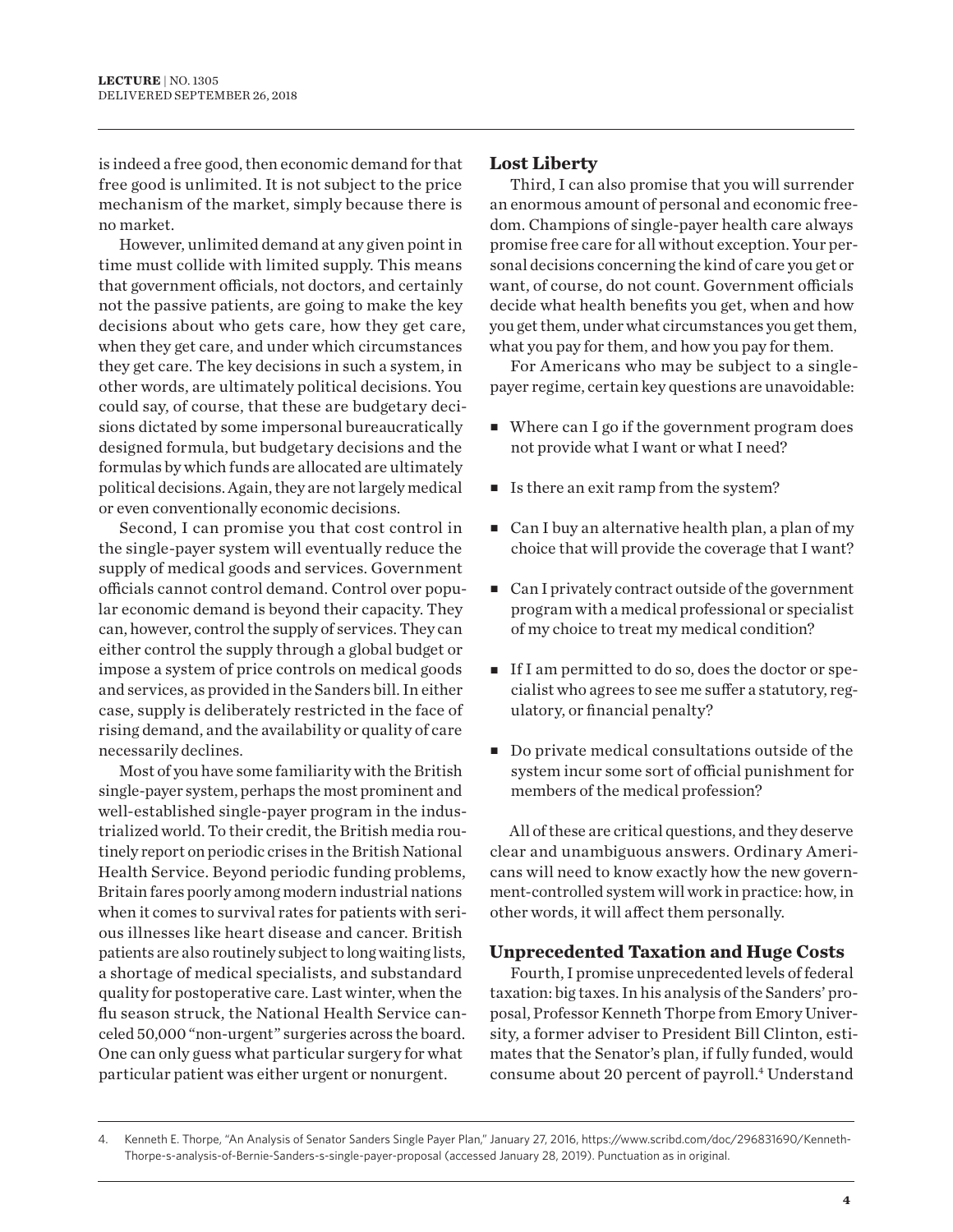is indeed a free good, then economic demand for that free good is unlimited. It is not subject to the price mechanism of the market, simply because there is no market.

However, unlimited demand at any given point in time must collide with limited supply. This means that government officials, not doctors, and certainly not the passive patients, are going to make the key decisions about who gets care, how they get care, when they get care, and under which circumstances they get care. The key decisions in such a system, in other words, are ultimately political decisions. You could say, of course, that these are budgetary decisions dictated by some impersonal bureaucratically designed formula, but budgetary decisions and the formulas by which funds are allocated are ultimately political decisions. Again, they are not largely medical or even conventionally economic decisions.

Second, I can promise you that cost control in the single-payer system will eventually reduce the supply of medical goods and services. Government officials cannot control demand. Control over popular economic demand is beyond their capacity. They can, however, control the supply of services. They can either control the supply through a global budget or impose a system of price controls on medical goods and services, as provided in the Sanders bill. In either case, supply is deliberately restricted in the face of rising demand, and the availability or quality of care necessarily declines.

Most of you have some familiarity with the British single-payer system, perhaps the most prominent and well-established single-payer program in the industrialized world. To their credit, the British media routinely report on periodic crises in the British National Health Service. Beyond periodic funding problems, Britain fares poorly among modern industrial nations when it comes to survival rates for patients with serious illnesses like heart disease and cancer. British patients are also routinely subject to long waiting lists, a shortage of medical specialists, and substandard quality for postoperative care. Last winter, when the flu season struck, the National Health Service canceled 50,000 "non-urgent" surgeries across the board. One can only guess what particular surgery for what particular patient was either urgent or nonurgent.

## Lost Liberty

Third, I can also promise that you will surrender an enormous amount of personal and economic freedom. Champions of single-payer health care always promise free care for all without exception. Your personal decisions concerning the kind of care you get or want, of course, do not count. Government officials decide what health benefits you get, when and how you get them, under what circumstances you get them, what you pay for them, and how you pay for them.

For Americans who may be subject to a single-payer regime, certain key questions are unavoidable:

- Where can I go if the government program does not provide what I want or what I need?
- Is there an exit ramp from the system?
- Can I buy an alternative health plan, a plan of my choice that will provide the coverage that I want?
- Can I privately contract outside of the government program with a medical professional or specialist of my choice to treat my medical condition?
- If I am permitted to do so, does the doctor or specialist who agrees to see me suffer a statutory, regulatory, or financial penalty?
- Do private medical consultations outside of the system incur some sort of official punishment for members of the medical profession?

All of these are critical questions, and they deserve clear and unambiguous answers. Ordinary Americans will need to know exactly how the new government-controlled system will work in practice: how, in other words, it will affect them personally.

## Unprecedented Taxation and Huge Costs

Fourth, I promise unprecedented levels of federal taxation: big taxes. In his analysis of the Sanders' proposal, Professor Kenneth Thorpe from Emory University, a former adviser to President Bill Clinton, estimates that the Senator's plan, if fully funded, would consume about 20 percent of payroll.[4] Understand

4. Kenneth E. Thorpe, "An Analysis of Senator Sanders Single Payer Plan," January 27, 2016, https://www.scribd.com/doc/296831690/Kenneth-Thorpe-s-analysis-of-Bernie-Sanders-s-single-payer-proposal (accessed January 28, 2019). Punctuation as in original.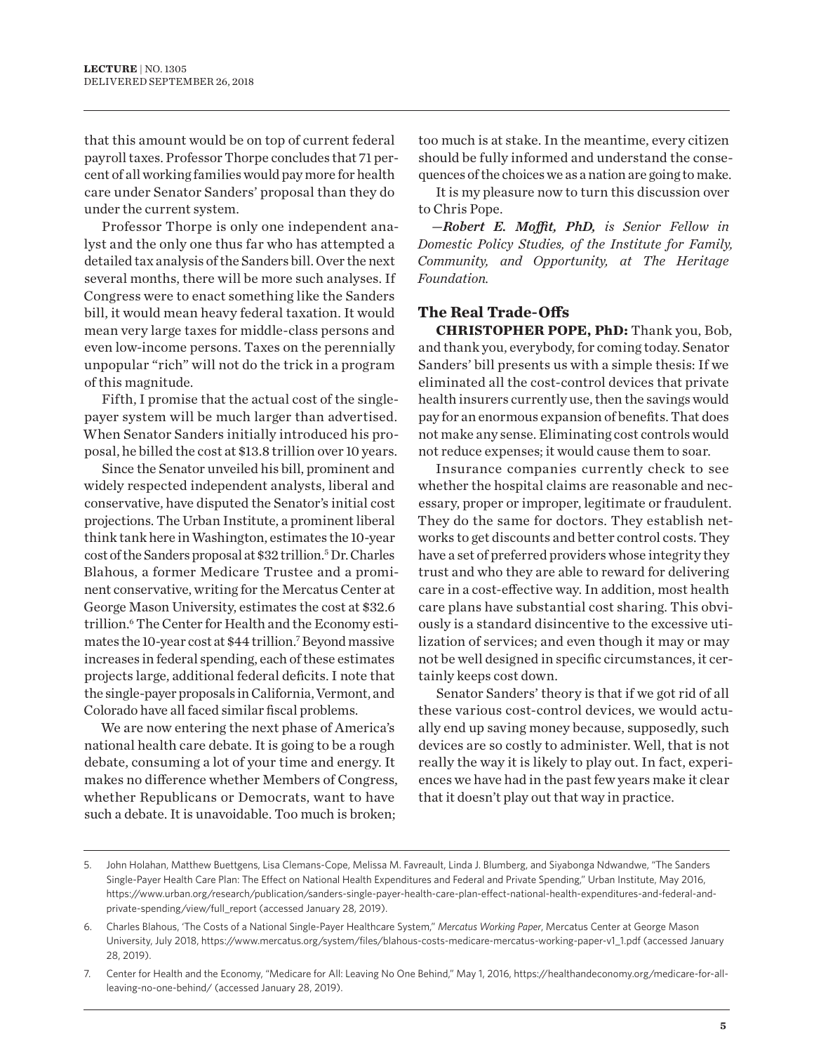that this amount would be on top of current federal payroll taxes. Professor Thorpe concludes that 71 percent of all working families would pay more for health care under Senator Sanders' proposal than they do under the current system.

Professor Thorpe is only one independent analyst and the only one thus far who has attempted a detailed tax analysis of the Sanders bill. Over the next several months, there will be more such analyses. If Congress were to enact something like the Sanders bill, it would mean heavy federal taxation. It would mean very large taxes for middle-class persons and even low-income persons. Taxes on the perennially unpopular "rich" will not do the trick in a program of this magnitude.

Fifth, I promise that the actual cost of the single-payer system will be much larger than advertised. When Senator Sanders initially introduced his proposal, he billed the cost at $13.8 trillion over 10 years.

Since the Senator unveiled his bill, prominent and widely respected independent analysts, liberal and conservative, have disputed the Senator's initial cost projections. The Urban Institute, a prominent liberal think tank here in Washington, estimates the 10-year cost of the Sanders proposal at $32 trillion.[5] Dr. Charles Blahous, a former Medicare Trustee and a prominent conservative, writing for the Mercatus Center at George Mason University, estimates the cost at $32.6 trillion.[6] The Center for Health and the Economy estimates the 10-year cost at $44 trillion.[7] Beyond massive increases in federal spending, each of these estimates projects large, additional federal deficits. I note that the single-payer proposals in California, Vermont, and Colorado have all faced similar fiscal problems.

We are now entering the next phase of America's national health care debate. It is going to be a rough debate, consuming a lot of your time and energy. It makes no difference whether Members of Congress, whether Republicans or Democrats, want to have such a debate. It is unavoidable. Too much is broken; too much is at stake. In the meantime, every citizen should be fully informed and understand the consequences of the choices we as a nation are going to make.

It is my pleasure now to turn this discussion over to Chris Pope.

*—**Robert E. Moffit, PhD,** is Senior Fellow in Domestic Policy Studies, of the Institute for Family, Community, and Opportunity, at The Heritage Foundation.*

### The Real Trade-Offs

**CHRISTOPHER POPE, PhD:** Thank you, Bob, and thank you, everybody, for coming today. Senator Sanders' bill presents us with a simple thesis: If we eliminated all the cost-control devices that private health insurers currently use, then the savings would pay for an enormous expansion of benefits. That does not make any sense. Eliminating cost controls would not reduce expenses; it would cause them to soar.

Insurance companies currently check to see whether the hospital claims are reasonable and necessary, proper or improper, legitimate or fraudulent. They do the same for doctors. They establish networks to get discounts and better control costs. They have a set of preferred providers whose integrity they trust and who they are able to reward for delivering care in a cost-effective way. In addition, most health care plans have substantial cost sharing. This obviously is a standard disincentive to the excessive utilization of services; and even though it may or may not be well designed in specific circumstances, it certainly keeps cost down.

Senator Sanders' theory is that if we got rid of all these various cost-control devices, we would actually end up saving money because, supposedly, such devices are so costly to administer. Well, that is not really the way it is likely to play out. In fact, experiences we have had in the past few years make it clear that it doesn't play out that way in practice.

---

5. John Holahan, Matthew Buettgens, Lisa Clemans-Cope, Melissa M. Favreault, Linda J. Blumberg, and Siyabonga Ndwandwe, "The Sanders Single-Payer Health Care Plan: The Effect on National Health Expenditures and Federal and Private Spending," Urban Institute, May 2016, https://www.urban.org/research/publication/sanders-single-payer-health-care-plan-effect-national-health-expenditures-and-federal-and-private-spending/view/full_report (accessed January 28, 2019).

6. Charles Blahous, 'The Costs of a National Single-Payer Healthcare System," *Mercatus Working Paper*, Mercatus Center at George Mason University, July 2018, https://www.mercatus.org/system/files/blahous-costs-medicare-mercatus-working-paper-v1_1.pdf (accessed January 28, 2019).

7. Center for Health and the Economy, "Medicare for All: Leaving No One Behind," May 1, 2016, https://healthandeconomy.org/medicare-for-all-leaving-no-one-behind/ (accessed January 28, 2019).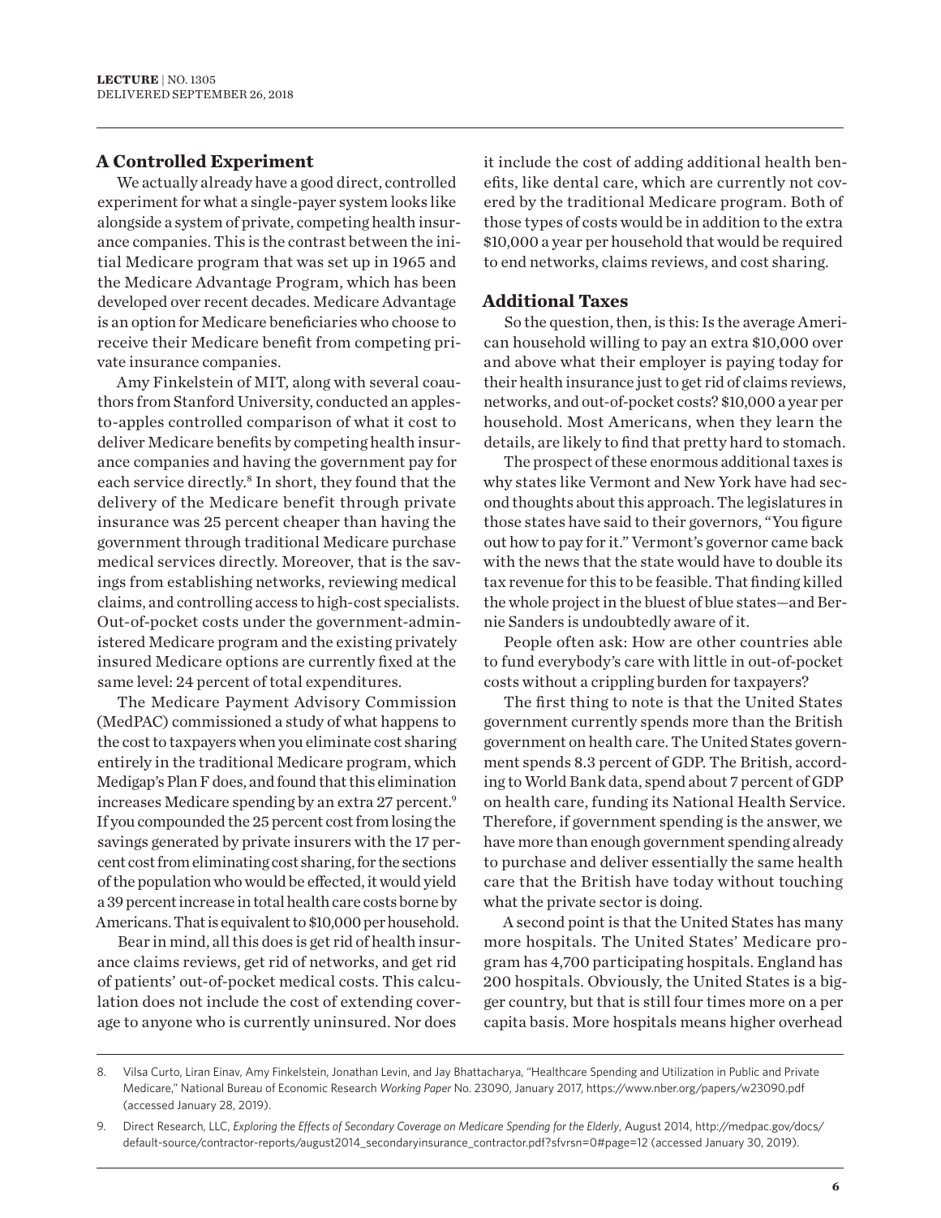## A Controlled Experiment

We actually already have a good direct, controlled experiment for what a single-payer system looks like alongside a system of private, competing health insurance companies. This is the contrast between the initial Medicare program that was set up in 1965 and the Medicare Advantage Program, which has been developed over recent decades. Medicare Advantage is an option for Medicare beneficiaries who choose to receive their Medicare benefit from competing private insurance companies.

Amy Finkelstein of MIT, along with several coauthors from Stanford University, conducted an apples-to-apples controlled comparison of what it cost to deliver Medicare benefits by competing health insurance companies and having the government pay for each service directly.[8] In short, they found that the delivery of the Medicare benefit through private insurance was 25 percent cheaper than having the government through traditional Medicare purchase medical services directly. Moreover, that is the savings from establishing networks, reviewing medical claims, and controlling access to high-cost specialists. Out-of-pocket costs under the government-administered Medicare program and the existing privately insured Medicare options are currently fixed at the same level: 24 percent of total expenditures.

The Medicare Payment Advisory Commission (MedPAC) commissioned a study of what happens to the cost to taxpayers when you eliminate cost sharing entirely in the traditional Medicare program, which Medigap's Plan F does, and found that this elimination increases Medicare spending by an extra 27 percent.[9] If you compounded the 25 percent cost from losing the savings generated by private insurers with the 17 percent cost from eliminating cost sharing, for the sections of the population who would be effected, it would yield a 39 percent increase in total health care costs borne by Americans. That is equivalent to $10,000 per household.

Bear in mind, all this does is get rid of health insurance claims reviews, get rid of networks, and get rid of patients' out-of-pocket medical costs. This calculation does not include the cost of extending coverage to anyone who is currently uninsured. Nor does it include the cost of adding additional health benefits, like dental care, which are currently not covered by the traditional Medicare program. Both of those types of costs would be in addition to the extra $10,000 a year per household that would be required to end networks, claims reviews, and cost sharing.

## Additional Taxes

So the question, then, is this: Is the average American household willing to pay an extra $10,000 over and above what their employer is paying today for their health insurance just to get rid of claims reviews, networks, and out-of-pocket costs? $10,000 a year per household. Most Americans, when they learn the details, are likely to find that pretty hard to stomach.

The prospect of these enormous additional taxes is why states like Vermont and New York have had second thoughts about this approach. The legislatures in those states have said to their governors, "You figure out how to pay for it." Vermont's governor came back with the news that the state would have to double its tax revenue for this to be feasible. That finding killed the whole project in the bluest of blue states—and Bernie Sanders is undoubtedly aware of it.

People often ask: How are other countries able to fund everybody's care with little in out-of-pocket costs without a crippling burden for taxpayers?

The first thing to note is that the United States government currently spends more than the British government on health care. The United States government spends 8.3 percent of GDP. The British, according to World Bank data, spend about 7 percent of GDP on health care, funding its National Health Service. Therefore, if government spending is the answer, we have more than enough government spending already to purchase and deliver essentially the same health care that the British have today without touching what the private sector is doing.

A second point is that the United States has many more hospitals. The United States' Medicare program has 4,700 participating hospitals. England has 200 hospitals. Obviously, the United States is a bigger country, but that is still four times more on a per capita basis. More hospitals means higher overhead

8. Vilsa Curto, Liran Einav, Amy Finkelstein, Jonathan Levin, and Jay Bhattacharya, "Healthcare Spending and Utilization in Public and Private Medicare," National Bureau of Economic Research *Working Paper* No. 23090, January 2017, https://www.nber.org/papers/w23090.pdf (accessed January 28, 2019).

9. Direct Research, LLC, *Exploring the Effects of Secondary Coverage on Medicare Spending for the Elderly*, August 2014, http://medpac.gov/docs/default-source/contractor-reports/august2014_secondaryinsurance_contractor.pdf?sfvrsn=0#page=12 (accessed January 30, 2019).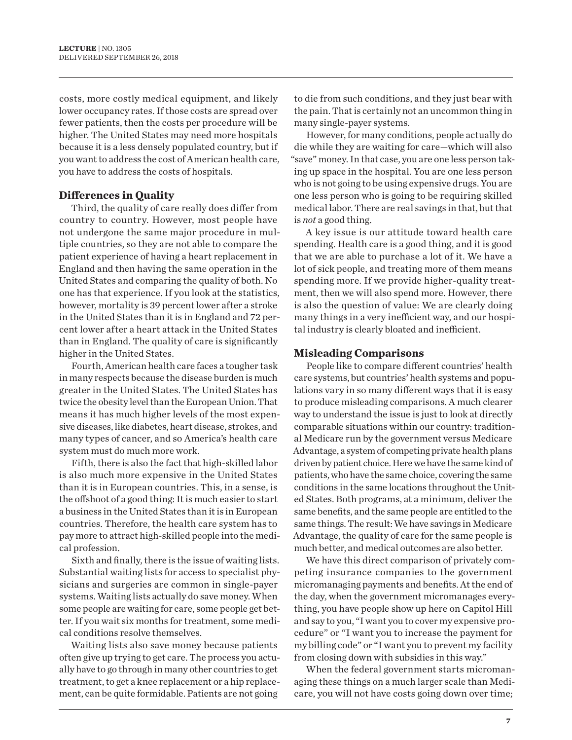costs, more costly medical equipment, and likely lower occupancy rates. If those costs are spread over fewer patients, then the costs per procedure will be higher. The United States may need more hospitals because it is a less densely populated country, but if you want to address the cost of American health care, you have to address the costs of hospitals.

### Differences in Quality

Third, the quality of care really does differ from country to country. However, most people have not undergone the same major procedure in multiple countries, so they are not able to compare the patient experience of having a heart replacement in England and then having the same operation in the United States and comparing the quality of both. No one has that experience. If you look at the statistics, however, mortality is 39 percent lower after a stroke in the United States than it is in England and 72 percent lower after a heart attack in the United States than in England. The quality of care is significantly higher in the United States.

Fourth, American health care faces a tougher task in many respects because the disease burden is much greater in the United States. The United States has twice the obesity level than the European Union. That means it has much higher levels of the most expensive diseases, like diabetes, heart disease, strokes, and many types of cancer, and so America's health care system must do much more work.

Fifth, there is also the fact that high-skilled labor is also much more expensive in the United States than it is in European countries. This, in a sense, is the offshoot of a good thing: It is much easier to start a business in the United States than it is in European countries. Therefore, the health care system has to pay more to attract high-skilled people into the medical profession.

Sixth and finally, there is the issue of waiting lists. Substantial waiting lists for access to specialist physicians and surgeries are common in single-payer systems. Waiting lists actually do save money. When some people are waiting for care, some people get better. If you wait six months for treatment, some medical conditions resolve themselves.

Waiting lists also save money because patients often give up trying to get care. The process you actually have to go through in many other countries to get treatment, to get a knee replacement or a hip replacement, can be quite formidable. Patients are not going to die from such conditions, and they just bear with the pain. That is certainly not an uncommon thing in many single-payer systems.

However, for many conditions, people actually do die while they are waiting for care—which will also "save" money. In that case, you are one less person taking up space in the hospital. You are one less person who is not going to be using expensive drugs. You are one less person who is going to be requiring skilled medical labor. There are real savings in that, but that is *not* a good thing.

A key issue is our attitude toward health care spending. Health care is a good thing, and it is good that we are able to purchase a lot of it. We have a lot of sick people, and treating more of them means spending more. If we provide higher-quality treatment, then we will also spend more. However, there is also the question of value: We are clearly doing many things in a very inefficient way, and our hospital industry is clearly bloated and inefficient.

### Misleading Comparisons

People like to compare different countries' health care systems, but countries' health systems and populations vary in so many different ways that it is easy to produce misleading comparisons. A much clearer way to understand the issue is just to look at directly comparable situations within our country: traditional Medicare run by the government versus Medicare Advantage, a system of competing private health plans driven by patient choice. Here we have the same kind of patients, who have the same choice, covering the same conditions in the same locations throughout the United States. Both programs, at a minimum, deliver the same benefits, and the same people are entitled to the same things. The result: We have savings in Medicare Advantage, the quality of care for the same people is much better, and medical outcomes are also better.

We have this direct comparison of privately competing insurance companies to the government micromanaging payments and benefits. At the end of the day, when the government micromanages everything, you have people show up here on Capitol Hill and say to you, "I want you to cover my expensive procedure" or "I want you to increase the payment for my billing code" or "I want you to prevent my facility from closing down with subsidies in this way."

When the federal government starts micromanaging these things on a much larger scale than Medicare, you will not have costs going down over time;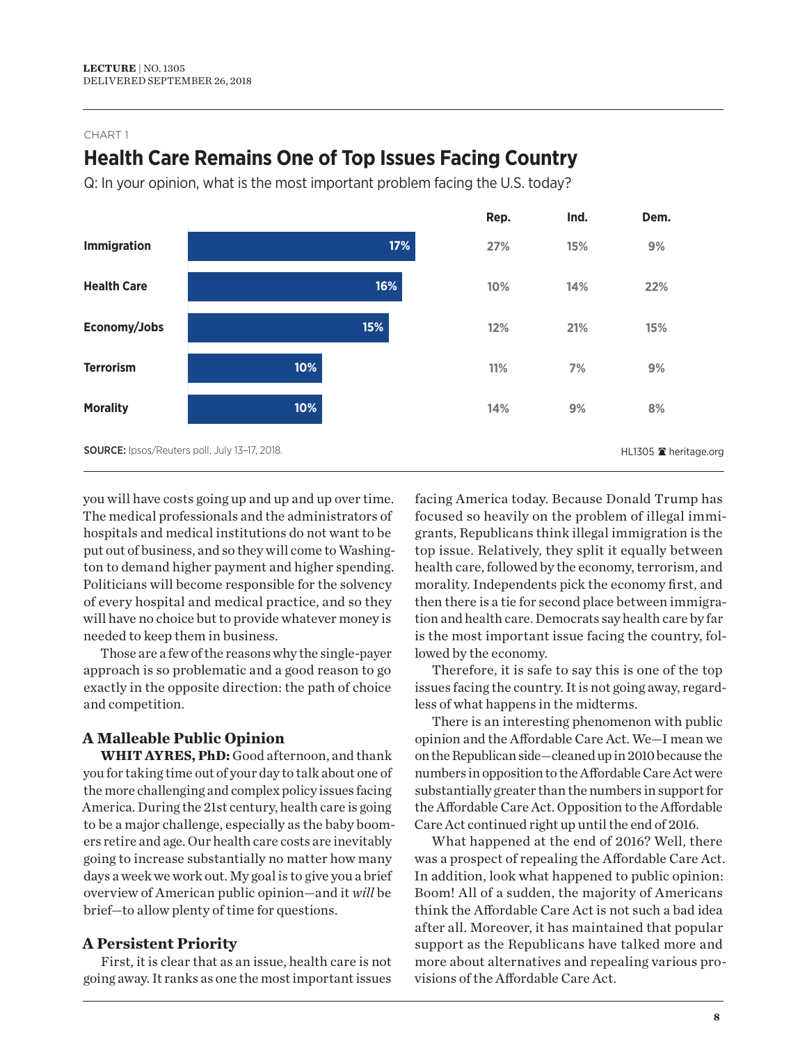CHART 1

## Health Care Remains One of Top Issues Facing Country

Q: In your opinion, what is the most important problem facing the U.S. today?

| | Total | Rep. | Ind. | Dem. |
|---|---|---|---|---|
| Immigration | 17% | 27% | 15% | 9% |
| Health Care | 16% | 10% | 14% | 22% |
| Economy/Jobs | 15% | 12% | 21% | 15% |
| Terrorism | 10% | 11% | 7% | 9% |
| Morality | 10% | 14% | 9% | 8% |

**SOURCE:** Ipsos/Reuters poll, July 13–17, 2018.

HL1305 heritage.org

you will have costs going up and up and up over time. The medical professionals and the administrators of hospitals and medical institutions do not want to be put out of business, and so they will come to Washington to demand higher payment and higher spending. Politicians will become responsible for the solvency of every hospital and medical practice, and so they will have no choice but to provide whatever money is needed to keep them in business.

Those are a few of the reasons why the single-payer approach is so problematic and a good reason to go exactly in the opposite direction: the path of choice and competition.

### A Malleable Public Opinion

**WHIT AYRES, PhD:** Good afternoon, and thank you for taking time out of your day to talk about one of the more challenging and complex policy issues facing America. During the 21st century, health care is going to be a major challenge, especially as the baby boomers retire and age. Our health care costs are inevitably going to increase substantially no matter how many days a week we work out. My goal is to give you a brief overview of American public opinion—and it *will* be brief—to allow plenty of time for questions.

### A Persistent Priority

First, it is clear that as an issue, health care is not going away. It ranks as one the most important issues facing America today. Because Donald Trump has focused so heavily on the problem of illegal immigrants, Republicans think illegal immigration is the top issue. Relatively, they split it equally between health care, followed by the economy, terrorism, and morality. Independents pick the economy first, and then there is a tie for second place between immigration and health care. Democrats say health care by far is the most important issue facing the country, followed by the economy.

Therefore, it is safe to say this is one of the top issues facing the country. It is not going away, regardless of what happens in the midterms.

There is an interesting phenomenon with public opinion and the Affordable Care Act. We—I mean we on the Republican side—cleaned up in 2010 because the numbers in opposition to the Affordable Care Act were substantially greater than the numbers in support for the Affordable Care Act. Opposition to the Affordable Care Act continued right up until the end of 2016.

What happened at the end of 2016? Well, there was a prospect of repealing the Affordable Care Act. In addition, look what happened to public opinion: Boom! All of a sudden, the majority of Americans think the Affordable Care Act is not such a bad idea after all. Moreover, it has maintained that popular support as the Republicans have talked more and more about alternatives and repealing various provisions of the Affordable Care Act.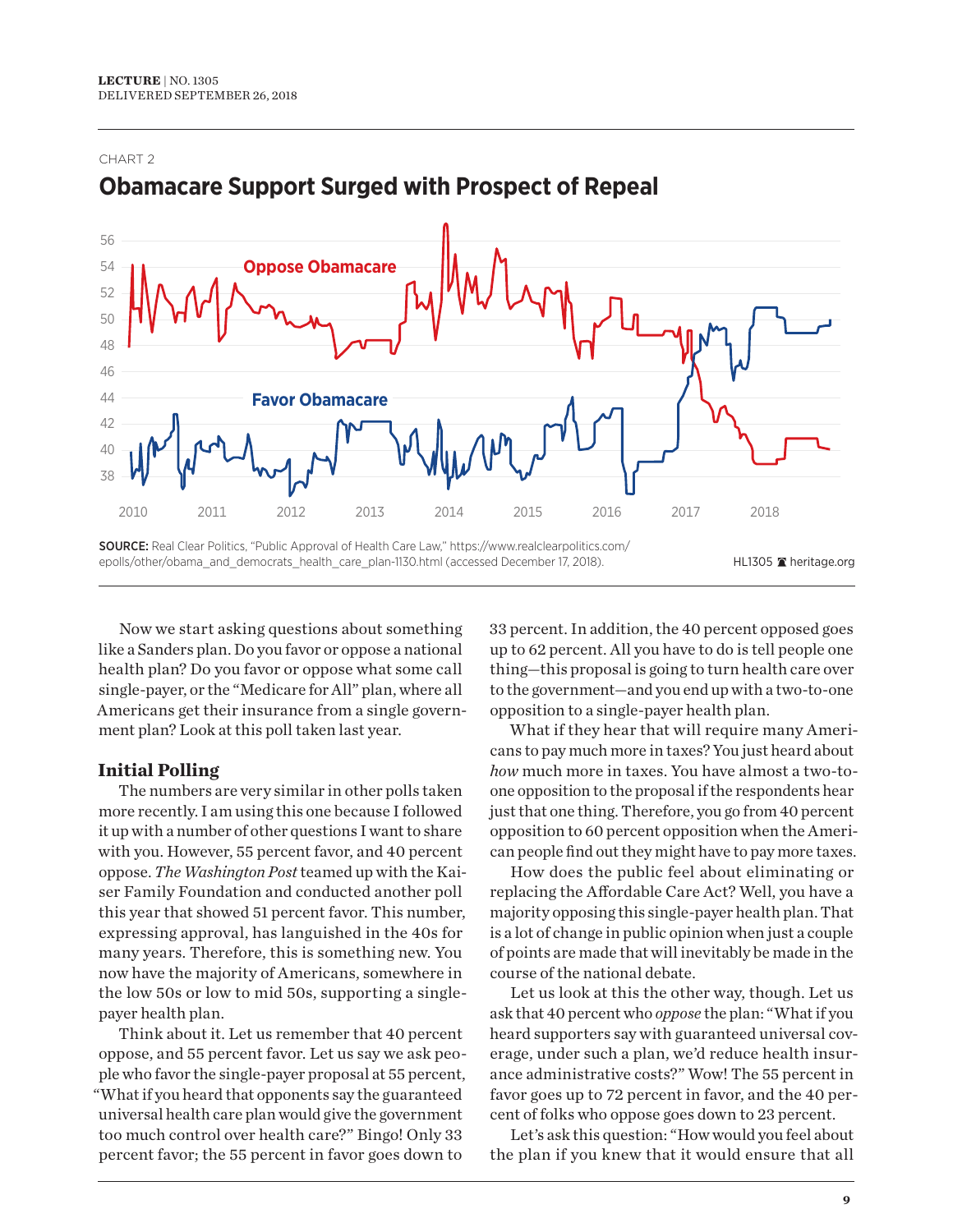CHART 2

## Obamacare Support Surged with Prospect of Repeal

SOURCE: Real Clear Politics, "Public Approval of Health Care Law," https://www.realclearpolitics.com/epolls/other/obama_and_democrats_health_care_plan-1130.html (accessed December 17, 2018).

HL1305 heritage.org

Now we start asking questions about something like a Sanders plan. Do you favor or oppose a national health plan? Do you favor or oppose what some call single-payer, or the "Medicare for All" plan, where all Americans get their insurance from a single government plan? Look at this poll taken last year.

### Initial Polling

The numbers are very similar in other polls taken more recently. I am using this one because I followed it up with a number of other questions I want to share with you. However, 55 percent favor, and 40 percent oppose. *The Washington Post* teamed up with the Kaiser Family Foundation and conducted another poll this year that showed 51 percent favor. This number, expressing approval, has languished in the 40s for many years. Therefore, this is something new. You now have the majority of Americans, somewhere in the low 50s or low to mid 50s, supporting a single-payer health plan.

Think about it. Let us remember that 40 percent oppose, and 55 percent favor. Let us say we ask people who favor the single-payer proposal at 55 percent, "What if you heard that opponents say the guaranteed universal health care plan would give the government too much control over health care?" Bingo! Only 33 percent favor; the 55 percent in favor goes down to 33 percent. In addition, the 40 percent opposed goes up to 62 percent. All you have to do is tell people one thing—this proposal is going to turn health care over to the government—and you end up with a two-to-one opposition to a single-payer health plan.

What if they hear that will require many Americans to pay much more in taxes? You just heard about *how* much more in taxes. You have almost a two-to-one opposition to the proposal if the respondents hear just that one thing. Therefore, you go from 40 percent opposition to 60 percent opposition when the American people find out they might have to pay more taxes.

How does the public feel about eliminating or replacing the Affordable Care Act? Well, you have a majority opposing this single-payer health plan. That is a lot of change in public opinion when just a couple of points are made that will inevitably be made in the course of the national debate.

Let us look at this the other way, though. Let us ask that 40 percent who *oppose* the plan: "What if you heard supporters say with guaranteed universal coverage, under such a plan, we'd reduce health insurance administrative costs?" Wow! The 55 percent in favor goes up to 72 percent in favor, and the 40 percent of folks who oppose goes down to 23 percent.

Let's ask this question: "How would you feel about the plan if you knew that it would ensure that all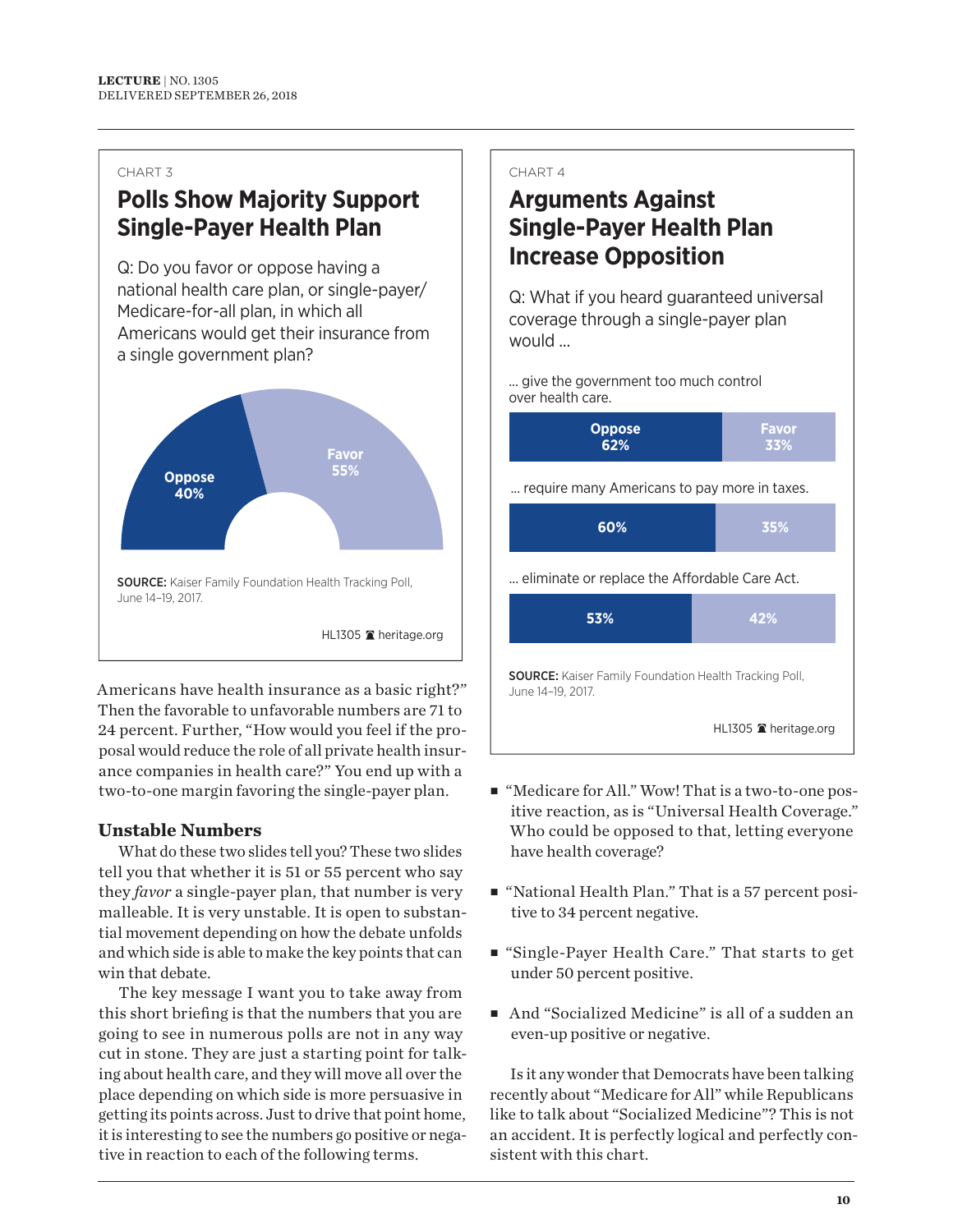CHART 3

## Polls Show Majority Support Single-Payer Health Plan

Q: Do you favor or oppose having a national health care plan, or single-payer/Medicare-for-all plan, in which all Americans would get their insurance from a single government plan?

| Response | Percent |
| --- | --- |
| Oppose | 40% |
| Favor | 55% |

**SOURCE:** Kaiser Family Foundation Health Tracking Poll, June 14–19, 2017.

HL1305 heritage.org

CHART 4

## Arguments Against Single-Payer Health Plan Increase Opposition

Q: What if you heard guaranteed universal coverage through a single-payer plan would ...

| | Oppose | Favor |
| --- | --- | --- |
| ... give the government too much control over health care. | 62% | 33% |
| ... require many Americans to pay more in taxes. | 60% | 35% |
| ... eliminate or replace the Affordable Care Act. | 53% | 42% |

**SOURCE:** Kaiser Family Foundation Health Tracking Poll, June 14–19, 2017.

HL1305 heritage.org

Americans have health insurance as a basic right?" Then the favorable to unfavorable numbers are 71 to 24 percent. Further, "How would you feel if the proposal would reduce the role of all private health insurance companies in health care?" You end up with a two-to-one margin favoring the single-payer plan.

### Unstable Numbers

What do these two slides tell you? These two slides tell you that whether it is 51 or 55 percent who say they *favor* a single-payer plan, that number is very malleable. It is very unstable. It is open to substantial movement depending on how the debate unfolds and which side is able to make the key points that can win that debate.

The key message I want you to take away from this short briefing is that the numbers that you are going to see in numerous polls are not in any way cut in stone. They are just a starting point for talking about health care, and they will move all over the place depending on which side is more persuasive in getting its points across. Just to drive that point home, it is interesting to see the numbers go positive or negative in reaction to each of the following terms.

- "Medicare for All." Wow! That is a two-to-one positive reaction, as is "Universal Health Coverage." Who could be opposed to that, letting everyone have health coverage?
- "National Health Plan." That is a 57 percent positive to 34 percent negative.
- "Single-Payer Health Care." That starts to get under 50 percent positive.
- And "Socialized Medicine" is all of a sudden an even-up positive or negative.

Is it any wonder that Democrats have been talking recently about "Medicare for All" while Republicans like to talk about "Socialized Medicine"? This is not an accident. It is perfectly logical and perfectly consistent with this chart.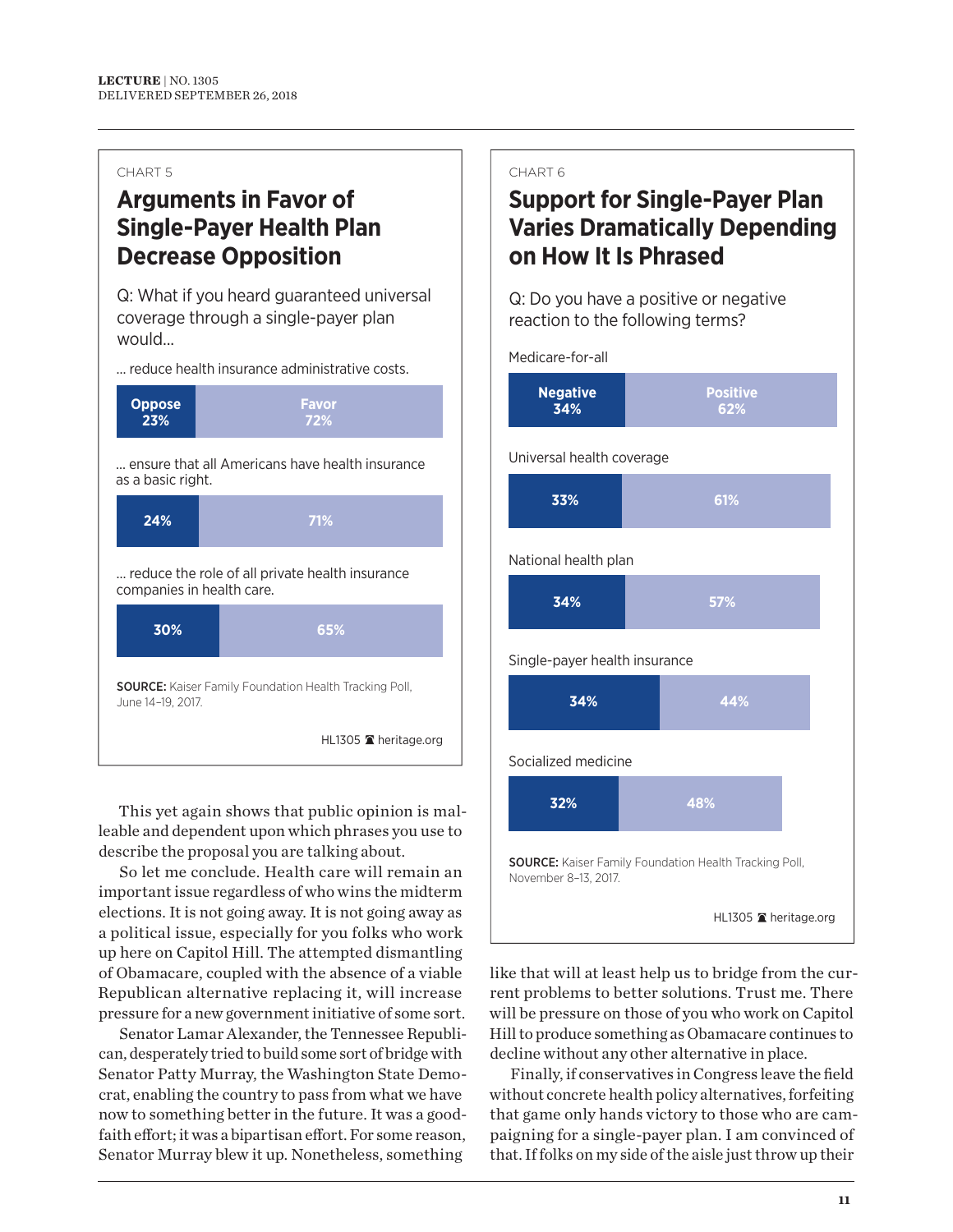CHART 5

## Arguments in Favor of Single-Payer Health Plan Decrease Opposition

Q: What if you heard guaranteed universal coverage through a single-payer plan would...

| | Oppose | Favor |
|---|---|---|
| ... reduce health insurance administrative costs. | 23% | 72% |
| ... ensure that all Americans have health insurance as a basic right. | 24% | 71% |
| ... reduce the role of all private health insurance companies in health care. | 30% | 65% |

**SOURCE:** Kaiser Family Foundation Health Tracking Poll, June 14–19, 2017.

HL1305 heritage.org

CHART 6

## Support for Single-Payer Plan Varies Dramatically Depending on How It Is Phrased

Q: Do you have a positive or negative reaction to the following terms?

| | Negative | Positive |
|---|---|---|
| Medicare-for-all | 34% | 62% |
| Universal health coverage | 33% | 61% |
| National health plan | 34% | 57% |
| Single-payer health insurance | 34% | 44% |
| Socialized medicine | 32% | 48% |

**SOURCE:** Kaiser Family Foundation Health Tracking Poll, November 8–13, 2017.

HL1305 heritage.org

This yet again shows that public opinion is malleable and dependent upon which phrases you use to describe the proposal you are talking about.

So let me conclude. Health care will remain an important issue regardless of who wins the midterm elections. It is not going away. It is not going away as a political issue, especially for you folks who work up here on Capitol Hill. The attempted dismantling of Obamacare, coupled with the absence of a viable Republican alternative replacing it, will increase pressure for a new government initiative of some sort.

Senator Lamar Alexander, the Tennessee Republican, desperately tried to build some sort of bridge with Senator Patty Murray, the Washington State Democrat, enabling the country to pass from what we have now to something better in the future. It was a good-faith effort; it was a bipartisan effort. For some reason, Senator Murray blew it up. Nonetheless, something like that will at least help us to bridge from the current problems to better solutions. Trust me. There will be pressure on those of you who work on Capitol Hill to produce something as Obamacare continues to decline without any other alternative in place.

Finally, if conservatives in Congress leave the field without concrete health policy alternatives, forfeiting that game only hands victory to those who are campaigning for a single-payer plan. I am convinced of that. If folks on my side of the aisle just throw up their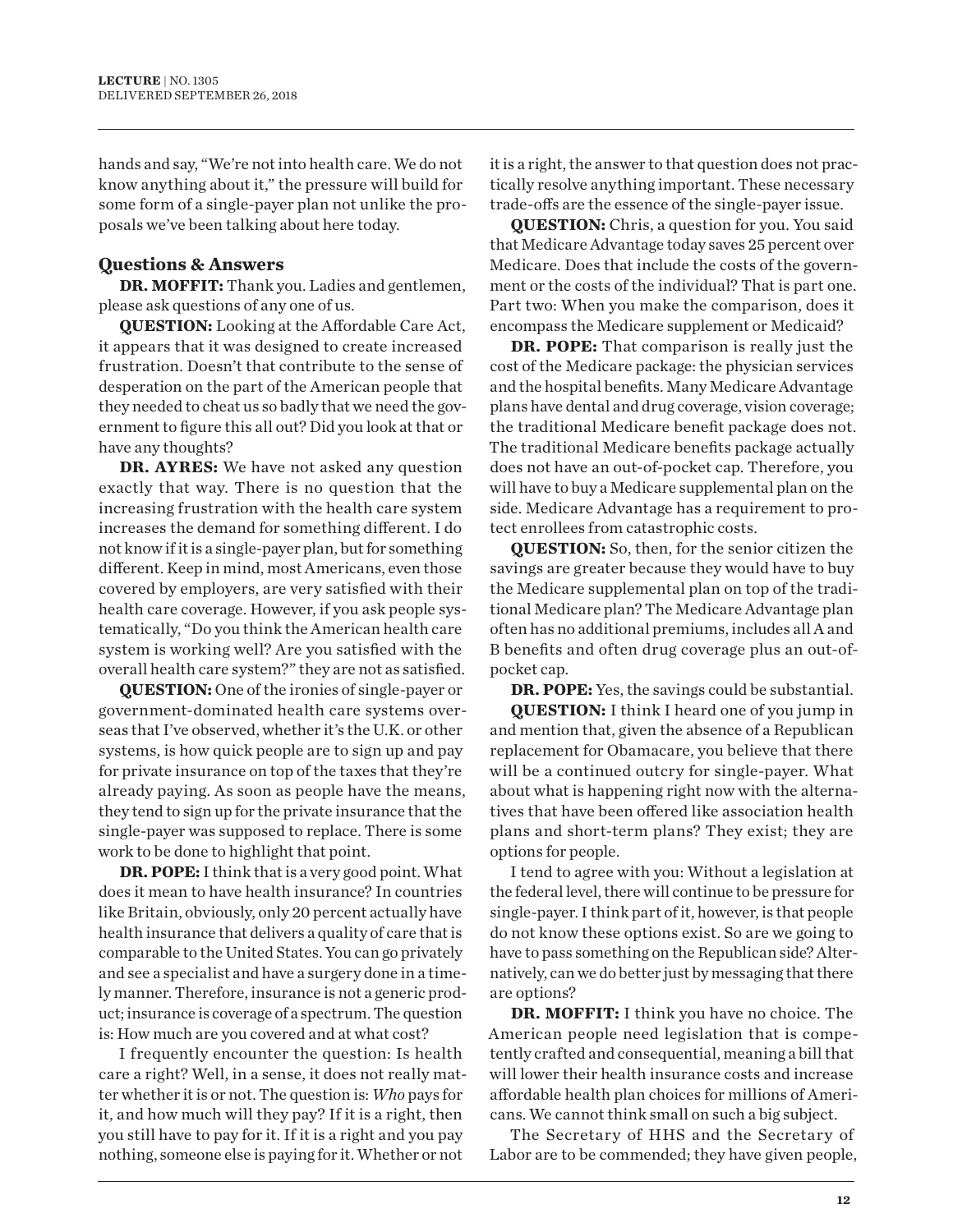hands and say, "We're not into health care. We do not know anything about it," the pressure will build for some form of a single-payer plan not unlike the proposals we've been talking about here today.

## Questions & Answers

**DR. MOFFIT:** Thank you. Ladies and gentlemen, please ask questions of any one of us.

**QUESTION:** Looking at the Affordable Care Act, it appears that it was designed to create increased frustration. Doesn't that contribute to the sense of desperation on the part of the American people that they needed to cheat us so badly that we need the government to figure this all out? Did you look at that or have any thoughts?

**DR. AYRES:** We have not asked any question exactly that way. There is no question that the increasing frustration with the health care system increases the demand for something different. I do not know if it is a single-payer plan, but for something different. Keep in mind, most Americans, even those covered by employers, are very satisfied with their health care coverage. However, if you ask people systematically, "Do you think the American health care system is working well? Are you satisfied with the overall health care system?" they are not as satisfied.

**QUESTION:** One of the ironies of single-payer or government-dominated health care systems overseas that I've observed, whether it's the U.K. or other systems, is how quick people are to sign up and pay for private insurance on top of the taxes that they're already paying. As soon as people have the means, they tend to sign up for the private insurance that the single-payer was supposed to replace. There is some work to be done to highlight that point.

**DR. POPE:** I think that is a very good point. What does it mean to have health insurance? In countries like Britain, obviously, only 20 percent actually have health insurance that delivers a quality of care that is comparable to the United States. You can go privately and see a specialist and have a surgery done in a timely manner. Therefore, insurance is not a generic product; insurance is coverage of a spectrum. The question is: How much are you covered and at what cost?

I frequently encounter the question: Is health care a right? Well, in a sense, it does not really matter whether it is or not. The question is: *Who* pays for it, and how much will they pay? If it is a right, then you still have to pay for it. If it is a right and you pay nothing, someone else is paying for it. Whether or not it is a right, the answer to that question does not practically resolve anything important. These necessary trade-offs are the essence of the single-payer issue.

**QUESTION:** Chris, a question for you. You said that Medicare Advantage today saves 25 percent over Medicare. Does that include the costs of the government or the costs of the individual? That is part one. Part two: When you make the comparison, does it encompass the Medicare supplement or Medicaid?

**DR. POPE:** That comparison is really just the cost of the Medicare package: the physician services and the hospital benefits. Many Medicare Advantage plans have dental and drug coverage, vision coverage; the traditional Medicare benefit package does not. The traditional Medicare benefits package actually does not have an out-of-pocket cap. Therefore, you will have to buy a Medicare supplemental plan on the side. Medicare Advantage has a requirement to protect enrollees from catastrophic costs.

**QUESTION:** So, then, for the senior citizen the savings are greater because they would have to buy the Medicare supplemental plan on top of the traditional Medicare plan? The Medicare Advantage plan often has no additional premiums, includes all A and B benefits and often drug coverage plus an out-of-pocket cap.

**DR. POPE:** Yes, the savings could be substantial.

**QUESTION:** I think I heard one of you jump in and mention that, given the absence of a Republican replacement for Obamacare, you believe that there will be a continued outcry for single-payer. What about what is happening right now with the alternatives that have been offered like association health plans and short-term plans? They exist; they are options for people.

I tend to agree with you: Without a legislation at the federal level, there will continue to be pressure for single-payer. I think part of it, however, is that people do not know these options exist. So are we going to have to pass something on the Republican side? Alternatively, can we do better just by messaging that there are options?

**DR. MOFFIT:** I think you have no choice. The American people need legislation that is competently crafted and consequential, meaning a bill that will lower their health insurance costs and increase affordable health plan choices for millions of Americans. We cannot think small on such a big subject.

The Secretary of HHS and the Secretary of Labor are to be commended; they have given people,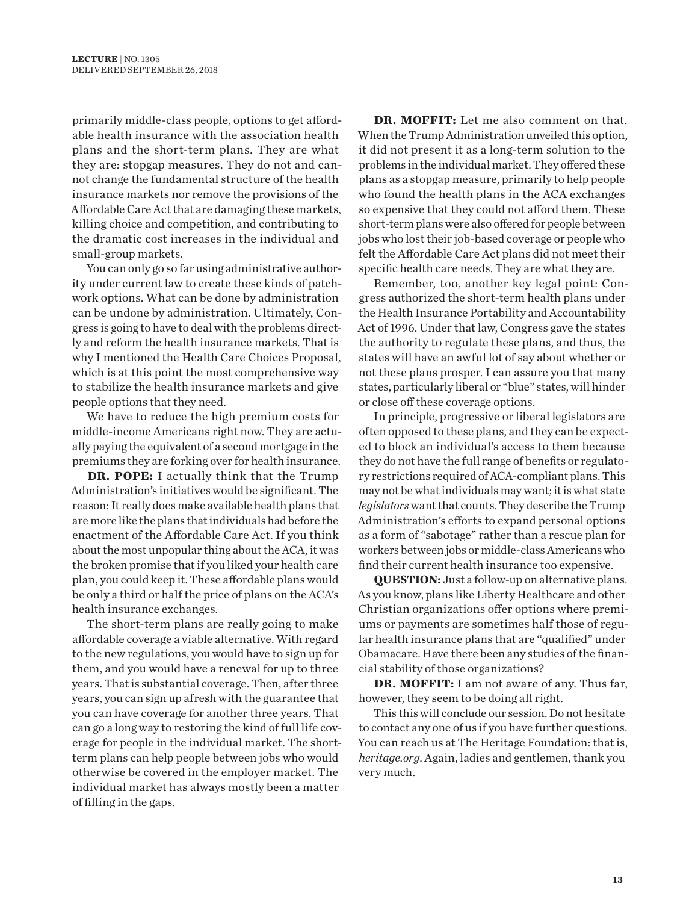primarily middle-class people, options to get affordable health insurance with the association health plans and the short-term plans. They are what they are: stopgap measures. They do not and cannot change the fundamental structure of the health insurance markets nor remove the provisions of the Affordable Care Act that are damaging these markets, killing choice and competition, and contributing to the dramatic cost increases in the individual and small-group markets.

You can only go so far using administrative authority under current law to create these kinds of patchwork options. What can be done by administration can be undone by administration. Ultimately, Congress is going to have to deal with the problems directly and reform the health insurance markets. That is why I mentioned the Health Care Choices Proposal, which is at this point the most comprehensive way to stabilize the health insurance markets and give people options that they need.

We have to reduce the high premium costs for middle-income Americans right now. They are actually paying the equivalent of a second mortgage in the premiums they are forking over for health insurance.

**DR. POPE:** I actually think that the Trump Administration's initiatives would be significant. The reason: It really does make available health plans that are more like the plans that individuals had before the enactment of the Affordable Care Act. If you think about the most unpopular thing about the ACA, it was the broken promise that if you liked your health care plan, you could keep it. These affordable plans would be only a third or half the price of plans on the ACA's health insurance exchanges.

The short-term plans are really going to make affordable coverage a viable alternative. With regard to the new regulations, you would have to sign up for them, and you would have a renewal for up to three years. That is substantial coverage. Then, after three years, you can sign up afresh with the guarantee that you can have coverage for another three years. That can go a long way to restoring the kind of full life coverage for people in the individual market. The short-term plans can help people between jobs who would otherwise be covered in the employer market. The individual market has always mostly been a matter of filling in the gaps.

**DR. MOFFIT:** Let me also comment on that. When the Trump Administration unveiled this option, it did not present it as a long-term solution to the problems in the individual market. They offered these plans as a stopgap measure, primarily to help people who found the health plans in the ACA exchanges so expensive that they could not afford them. These short-term plans were also offered for people between jobs who lost their job-based coverage or people who felt the Affordable Care Act plans did not meet their specific health care needs. They are what they are.

Remember, too, another key legal point: Congress authorized the short-term health plans under the Health Insurance Portability and Accountability Act of 1996. Under that law, Congress gave the states the authority to regulate these plans, and thus, the states will have an awful lot of say about whether or not these plans prosper. I can assure you that many states, particularly liberal or "blue" states, will hinder or close off these coverage options.

In principle, progressive or liberal legislators are often opposed to these plans, and they can be expected to block an individual's access to them because they do not have the full range of benefits or regulatory restrictions required of ACA-compliant plans. This may not be what individuals may want; it is what state *legislators* want that counts. They describe the Trump Administration's efforts to expand personal options as a form of "sabotage" rather than a rescue plan for workers between jobs or middle-class Americans who find their current health insurance too expensive.

**QUESTION:** Just a follow-up on alternative plans. As you know, plans like Liberty Healthcare and other Christian organizations offer options where premiums or payments are sometimes half those of regular health insurance plans that are "qualified" under Obamacare. Have there been any studies of the financial stability of those organizations?

**DR. MOFFIT:** I am not aware of any. Thus far, however, they seem to be doing all right.

This this will conclude our session. Do not hesitate to contact any one of us if you have further questions. You can reach us at The Heritage Foundation: that is, *heritage.org*. Again, ladies and gentlemen, thank you very much.